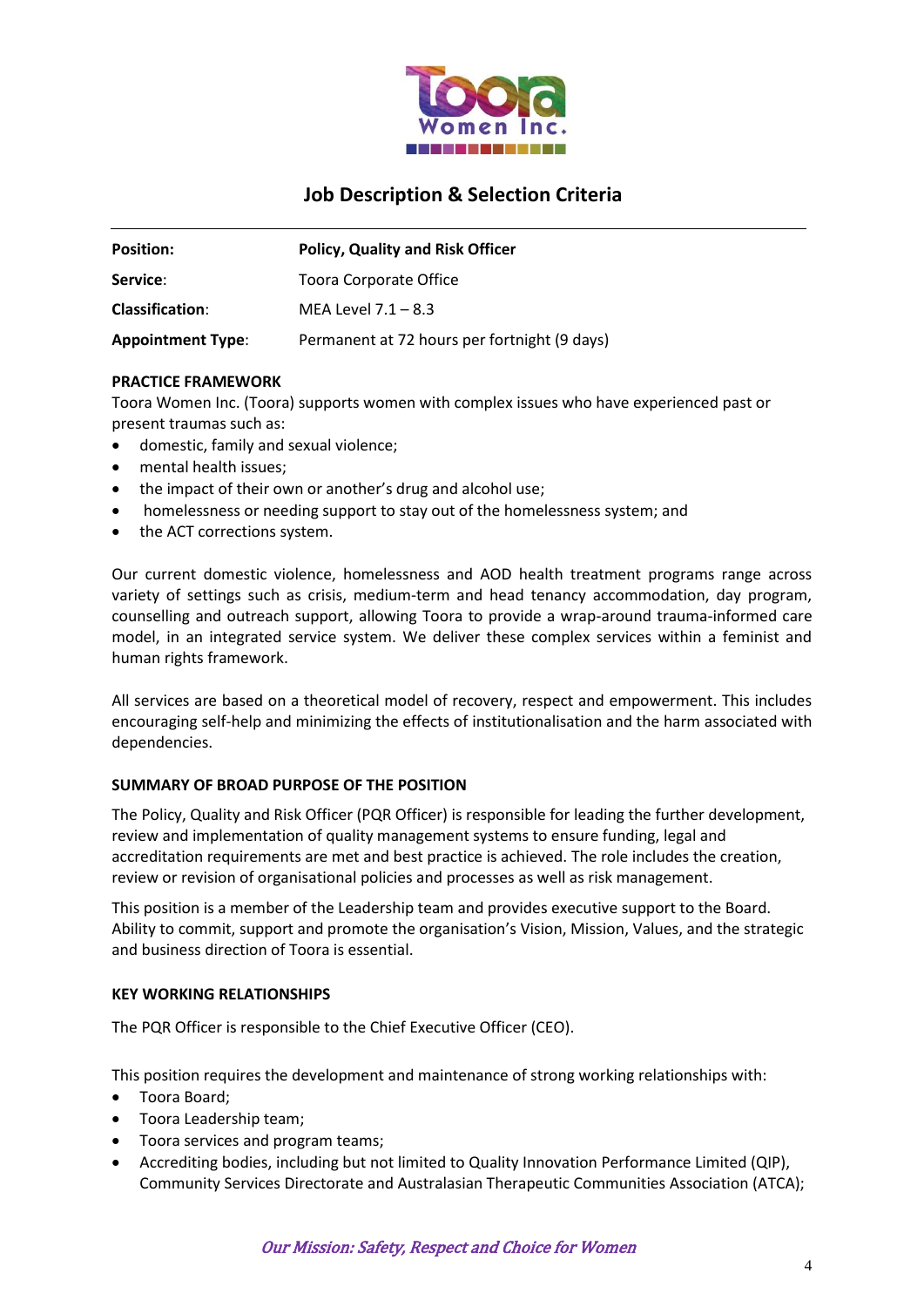## Job Description & Selection Criteria

| | |
|---|---|
| **Position:** | **Policy, Quality and Risk Officer** |
| **Service:** | Toora Corporate Office |
| **Classification:** | MEA Level 7.1 – 8.3 |
| **Appointment Type:** | Permanent at 72 hours per fortnight (9 days) |

**PRACTICE FRAMEWORK**

Toora Women Inc. (Toora) supports women with complex issues who have experienced past or present traumas such as:

- domestic, family and sexual violence;
- mental health issues;
- the impact of their own or another's drug and alcohol use;
- homelessness or needing support to stay out of the homelessness system; and
- the ACT corrections system.

Our current domestic violence, homelessness and AOD health treatment programs range across variety of settings such as crisis, medium-term and head tenancy accommodation, day program, counselling and outreach support, allowing Toora to provide a wrap-around trauma-informed care model, in an integrated service system. We deliver these complex services within a feminist and human rights framework.

All services are based on a theoretical model of recovery, respect and empowerment. This includes encouraging self-help and minimizing the effects of institutionalisation and the harm associated with dependencies.

**SUMMARY OF BROAD PURPOSE OF THE POSITION**

The Policy, Quality and Risk Officer (PQR Officer) is responsible for leading the further development, review and implementation of quality management systems to ensure funding, legal and accreditation requirements are met and best practice is achieved. The role includes the creation, review or revision of organisational policies and processes as well as risk management.

This position is a member of the Leadership team and provides executive support to the Board. Ability to commit, support and promote the organisation's Vision, Mission, Values, and the strategic and business direction of Toora is essential.

**KEY WORKING RELATIONSHIPS**

The PQR Officer is responsible to the Chief Executive Officer (CEO).

This position requires the development and maintenance of strong working relationships with:

- Toora Board;
- Toora Leadership team;
- Toora services and program teams;
- Accrediting bodies, including but not limited to Quality Innovation Performance Limited (QIP), Community Services Directorate and Australasian Therapeutic Communities Association (ATCA);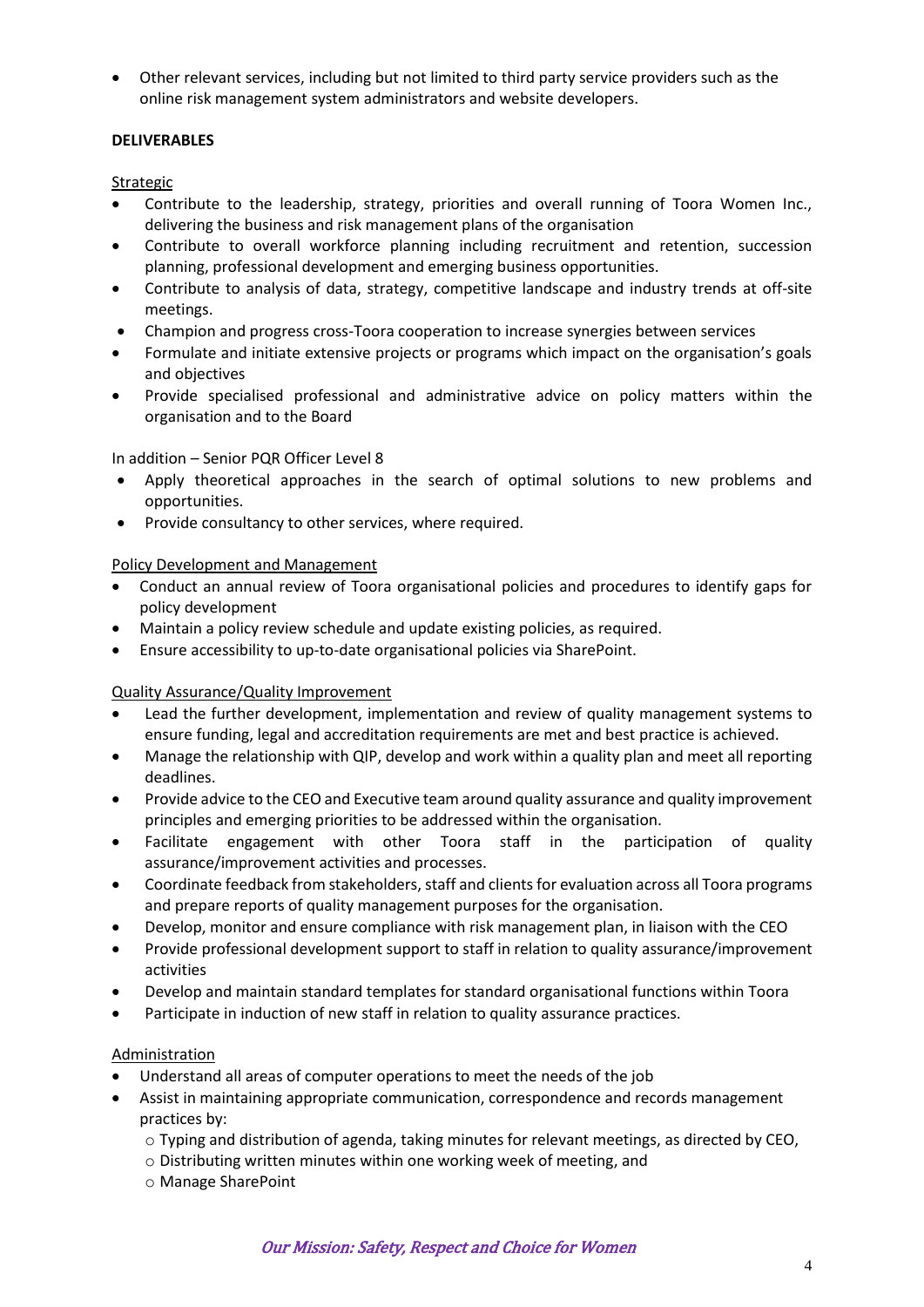- Other relevant services, including but not limited to third party service providers such as the online risk management system administrators and website developers.

**DELIVERABLES**

Strategic

- Contribute to the leadership, strategy, priorities and overall running of Toora Women Inc., delivering the business and risk management plans of the organisation
- Contribute to overall workforce planning including recruitment and retention, succession planning, professional development and emerging business opportunities.
- Contribute to analysis of data, strategy, competitive landscape and industry trends at off-site meetings.
- Champion and progress cross-Toora cooperation to increase synergies between services
- Formulate and initiate extensive projects or programs which impact on the organisation's goals and objectives
- Provide specialised professional and administrative advice on policy matters within the organisation and to the Board

In addition – Senior PQR Officer Level 8

- Apply theoretical approaches in the search of optimal solutions to new problems and opportunities.
- Provide consultancy to other services, where required.

Policy Development and Management

- Conduct an annual review of Toora organisational policies and procedures to identify gaps for policy development
- Maintain a policy review schedule and update existing policies, as required.
- Ensure accessibility to up-to-date organisational policies via SharePoint.

Quality Assurance/Quality Improvement

- Lead the further development, implementation and review of quality management systems to ensure funding, legal and accreditation requirements are met and best practice is achieved.
- Manage the relationship with QIP, develop and work within a quality plan and meet all reporting deadlines.
- Provide advice to the CEO and Executive team around quality assurance and quality improvement principles and emerging priorities to be addressed within the organisation.
- Facilitate engagement with other Toora staff in the participation of quality assurance/improvement activities and processes.
- Coordinate feedback from stakeholders, staff and clients for evaluation across all Toora programs and prepare reports of quality management purposes for the organisation.
- Develop, monitor and ensure compliance with risk management plan, in liaison with the CEO
- Provide professional development support to staff in relation to quality assurance/improvement activities
- Develop and maintain standard templates for standard organisational functions within Toora
- Participate in induction of new staff in relation to quality assurance practices.

Administration

- Understand all areas of computer operations to meet the needs of the job
- Assist in maintaining appropriate communication, correspondence and records management practices by:
  - Typing and distribution of agenda, taking minutes for relevant meetings, as directed by CEO,
  - Distributing written minutes within one working week of meeting, and
  - Manage SharePoint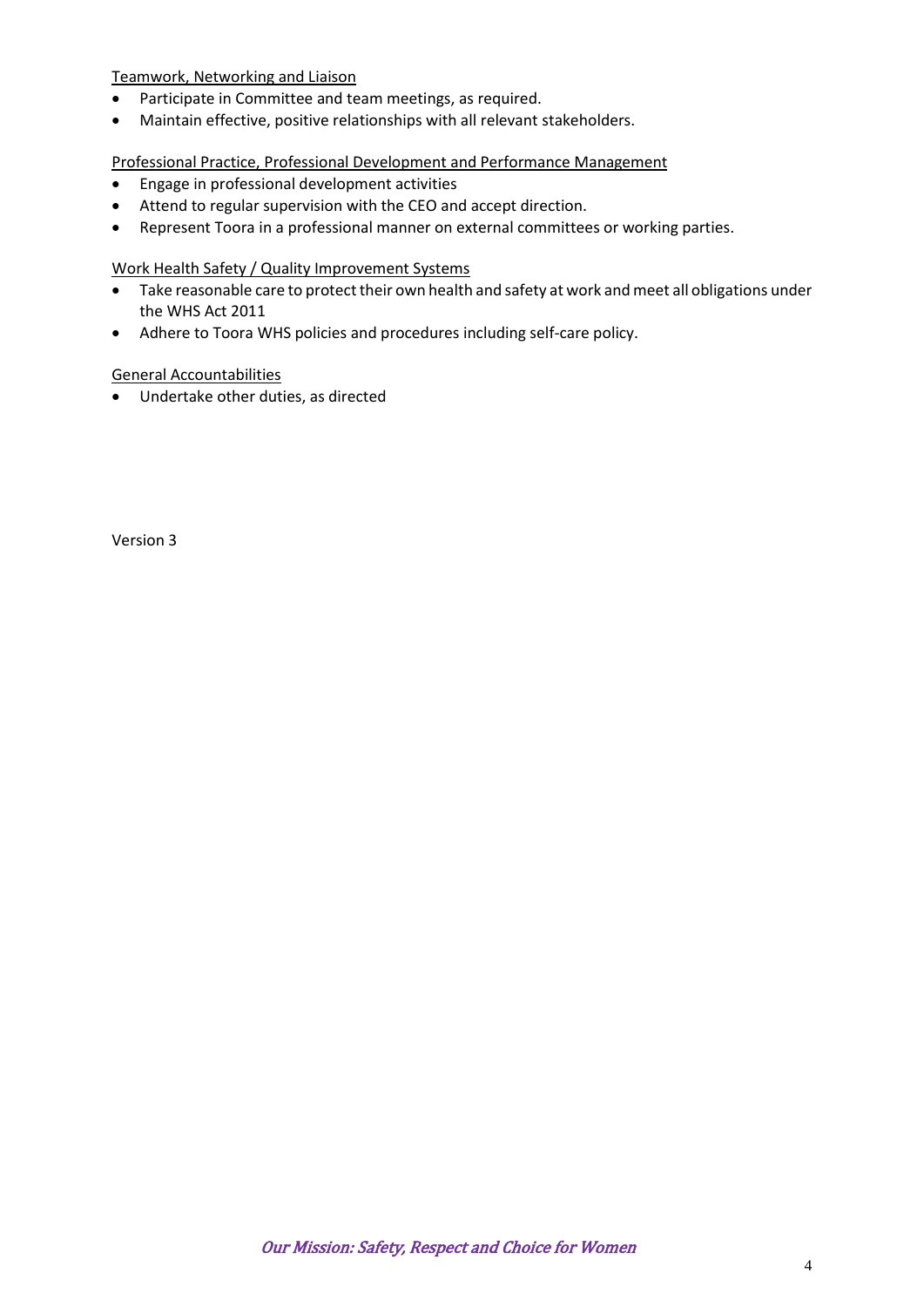Teamwork, Networking and Liaison

- Participate in Committee and team meetings, as required.
- Maintain effective, positive relationships with all relevant stakeholders.

Professional Practice, Professional Development and Performance Management

- Engage in professional development activities
- Attend to regular supervision with the CEO and accept direction.
- Represent Toora in a professional manner on external committees or working parties.

Work Health Safety / Quality Improvement Systems

- Take reasonable care to protect their own health and safety at work and meet all obligations under the WHS Act 2011
- Adhere to Toora WHS policies and procedures including self-care policy.

General Accountabilities

- Undertake other duties, as directed

Version 3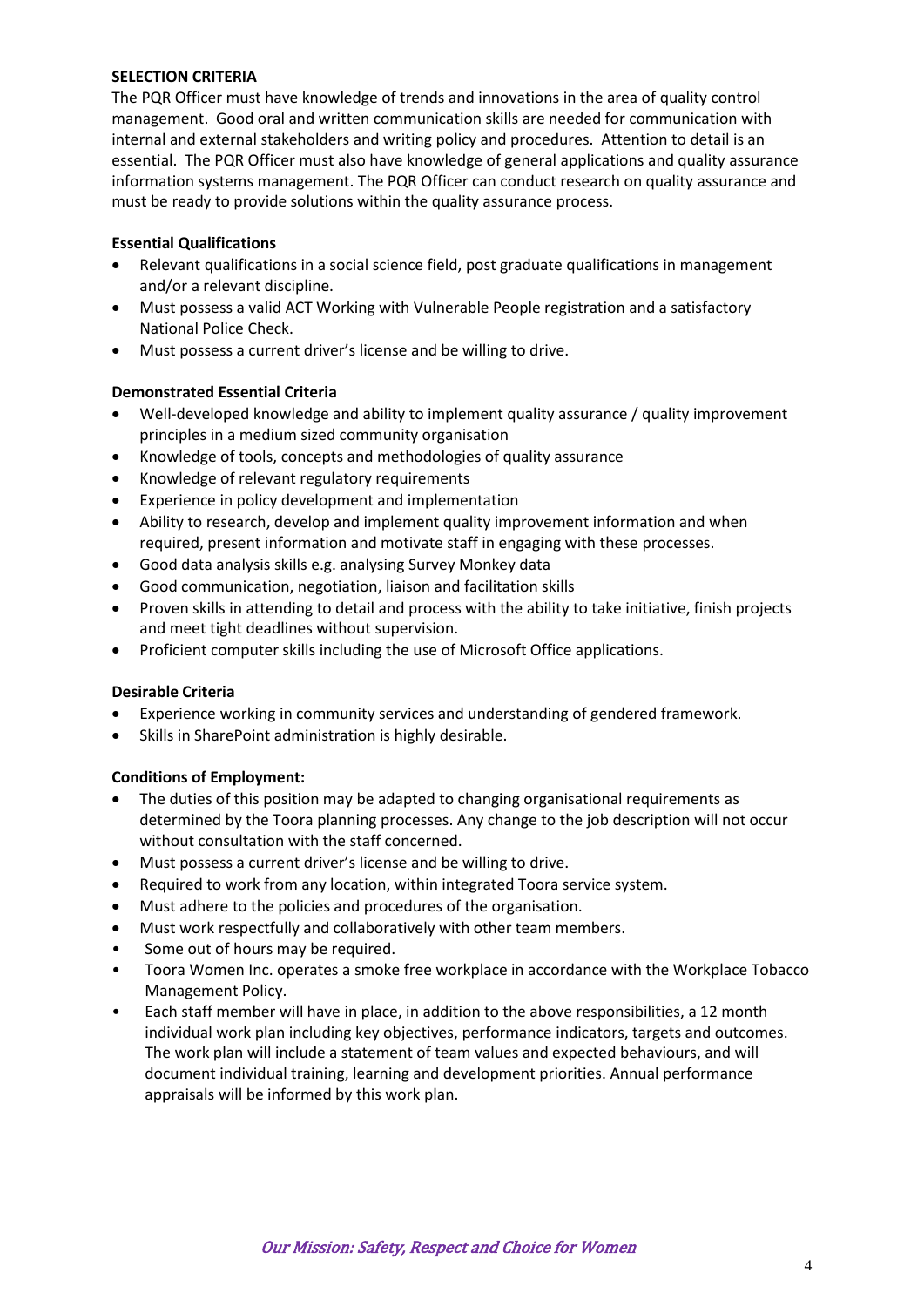**SELECTION CRITERIA**

The PQR Officer must have knowledge of trends and innovations in the area of quality control management. Good oral and written communication skills are needed for communication with internal and external stakeholders and writing policy and procedures. Attention to detail is an essential. The PQR Officer must also have knowledge of general applications and quality assurance information systems management. The PQR Officer can conduct research on quality assurance and must be ready to provide solutions within the quality assurance process.

**Essential Qualifications**

- Relevant qualifications in a social science field, post graduate qualifications in management and/or a relevant discipline.
- Must possess a valid ACT Working with Vulnerable People registration and a satisfactory National Police Check.
- Must possess a current driver's license and be willing to drive.

**Demonstrated Essential Criteria**

- Well-developed knowledge and ability to implement quality assurance / quality improvement principles in a medium sized community organisation
- Knowledge of tools, concepts and methodologies of quality assurance
- Knowledge of relevant regulatory requirements
- Experience in policy development and implementation
- Ability to research, develop and implement quality improvement information and when required, present information and motivate staff in engaging with these processes.
- Good data analysis skills e.g. analysing Survey Monkey data
- Good communication, negotiation, liaison and facilitation skills
- Proven skills in attending to detail and process with the ability to take initiative, finish projects and meet tight deadlines without supervision.
- Proficient computer skills including the use of Microsoft Office applications.

**Desirable Criteria**

- Experience working in community services and understanding of gendered framework.
- Skills in SharePoint administration is highly desirable.

**Conditions of Employment:**

- The duties of this position may be adapted to changing organisational requirements as determined by the Toora planning processes. Any change to the job description will not occur without consultation with the staff concerned.
- Must possess a current driver's license and be willing to drive.
- Required to work from any location, within integrated Toora service system.
- Must adhere to the policies and procedures of the organisation.
- Must work respectfully and collaboratively with other team members.
- Some out of hours may be required.
- Toora Women Inc. operates a smoke free workplace in accordance with the Workplace Tobacco Management Policy.
- Each staff member will have in place, in addition to the above responsibilities, a 12 month individual work plan including key objectives, performance indicators, targets and outcomes. The work plan will include a statement of team values and expected behaviours, and will document individual training, learning and development priorities. Annual performance appraisals will be informed by this work plan.